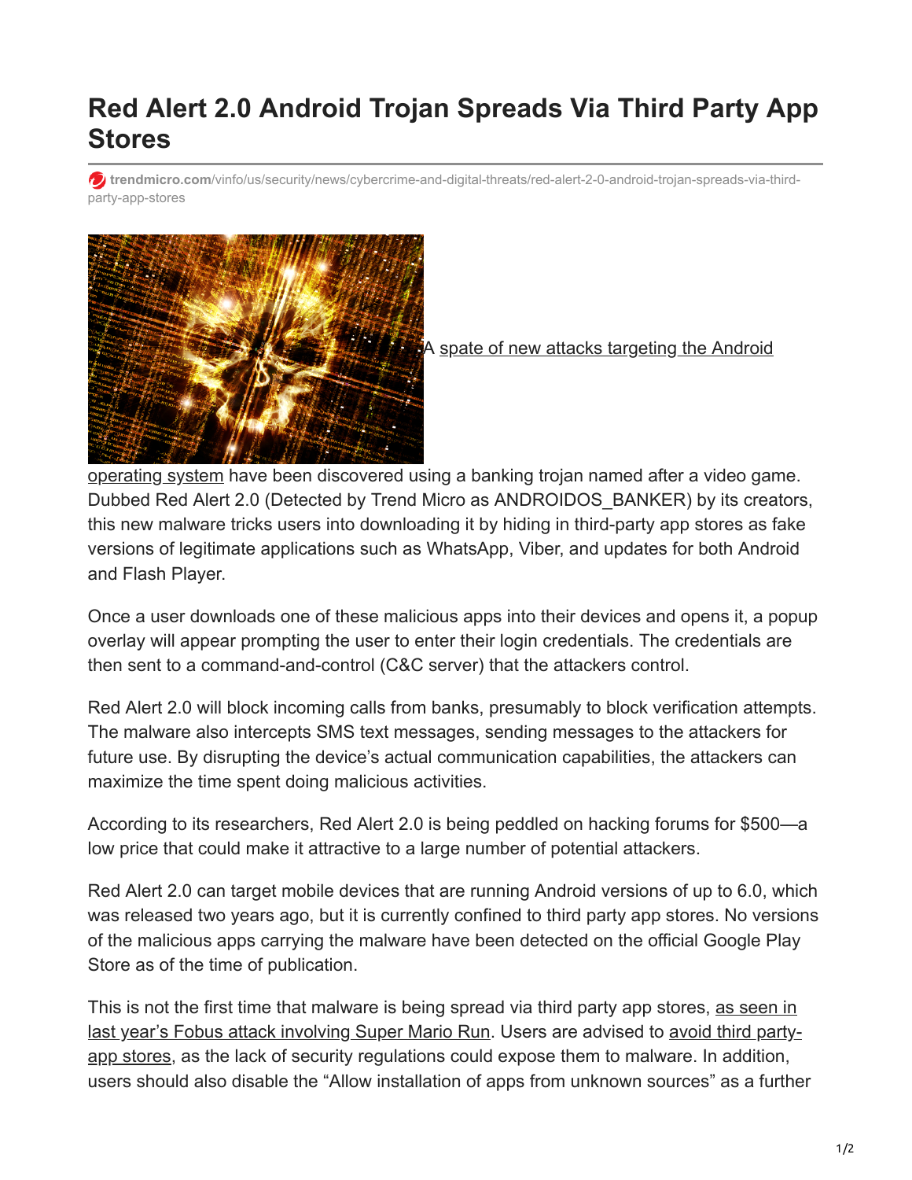# Red Alert 2.0 Android Trojan Spreads Via Third Party App Stores

trendmicro.com/vinfo/us/security/news/cybercrime-and-digital-threats/red-alert-2-0-android-trojan-spreads-via-third-party-app-stores

A spate of new attacks targeting the Android operating system have been discovered using a banking trojan named after a video game. Dubbed Red Alert 2.0 (Detected by Trend Micro as ANDROIDOS_BANKER) by its creators, this new malware tricks users into downloading it by hiding in third-party app stores as fake versions of legitimate applications such as WhatsApp, Viber, and updates for both Android and Flash Player.

Once a user downloads one of these malicious apps into their devices and opens it, a popup overlay will appear prompting the user to enter their login credentials. The credentials are then sent to a command-and-control (C&C server) that the attackers control.

Red Alert 2.0 will block incoming calls from banks, presumably to block verification attempts. The malware also intercepts SMS text messages, sending messages to the attackers for future use. By disrupting the device's actual communication capabilities, the attackers can maximize the time spent doing malicious activities.

According to its researchers, Red Alert 2.0 is being peddled on hacking forums for $500—a low price that could make it attractive to a large number of potential attackers.

Red Alert 2.0 can target mobile devices that are running Android versions of up to 6.0, which was released two years ago, but it is currently confined to third party app stores. No versions of the malicious apps carrying the malware have been detected on the official Google Play Store as of the time of publication.

This is not the first time that malware is being spread via third party app stores, as seen in last year's Fobus attack involving Super Mario Run. Users are advised to avoid third party-app stores, as the lack of security regulations could expose them to malware. In addition, users should also disable the "Allow installation of apps from unknown sources" as a further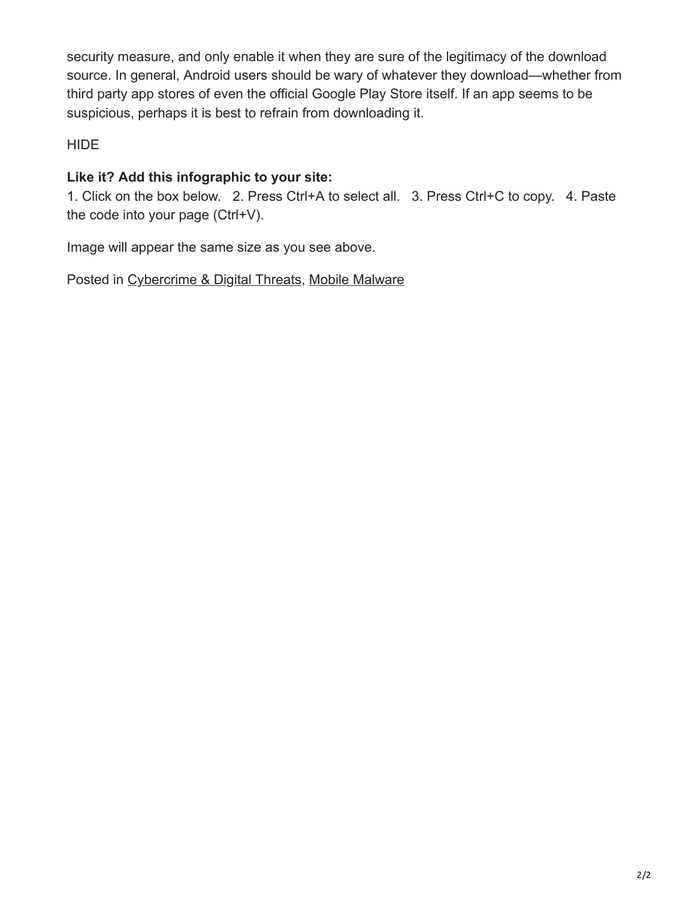security measure, and only enable it when they are sure of the legitimacy of the download source. In general, Android users should be wary of whatever they download—whether from third party app stores of even the official Google Play Store itself. If an app seems to be suspicious, perhaps it is best to refrain from downloading it.

HIDE

**Like it? Add this infographic to your site:**
1. Click on the box below.   2. Press Ctrl+A to select all.   3. Press Ctrl+C to copy.   4. Paste the code into your page (Ctrl+V).

Image will appear the same size as you see above.

Posted in Cybercrime & Digital Threats, Mobile Malware